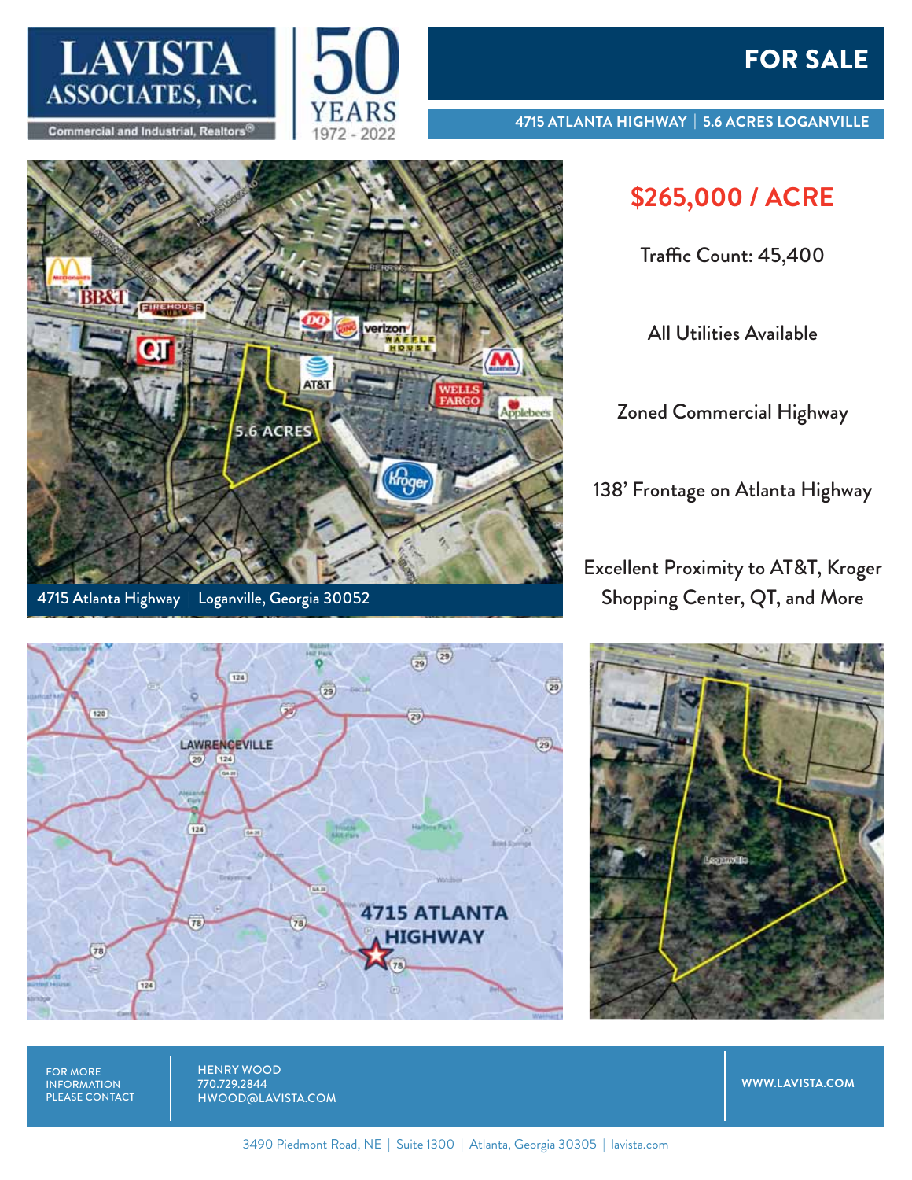# LAVISTA ASSOCIATES, INC.

Commercial and Industrial, Realtors®

50 YEARS 1972 - 2022

## FOR SALE

**4715 ATLANTA HIGHWAY | 5.6 ACRES LOGANVILLE**

4715 Atlanta Highway | Loganville, Georgia 30052

## $265,000 / ACRE

Traffic Count: 45,400

All Utilities Available

Zoned Commercial Highway

138' Frontage on Atlanta Highway

Excellent Proximity to AT&T, Kroger Shopping Center, QT, and More

FOR MORE INFORMATION PLEASE CONTACT

HENRY WOOD
770.729.2844
HWOOD@LAVISTA.COM

WWW.LAVISTA.COM

3490 Piedmont Road, NE | Suite 1300 | Atlanta, Georgia 30305 | lavista.com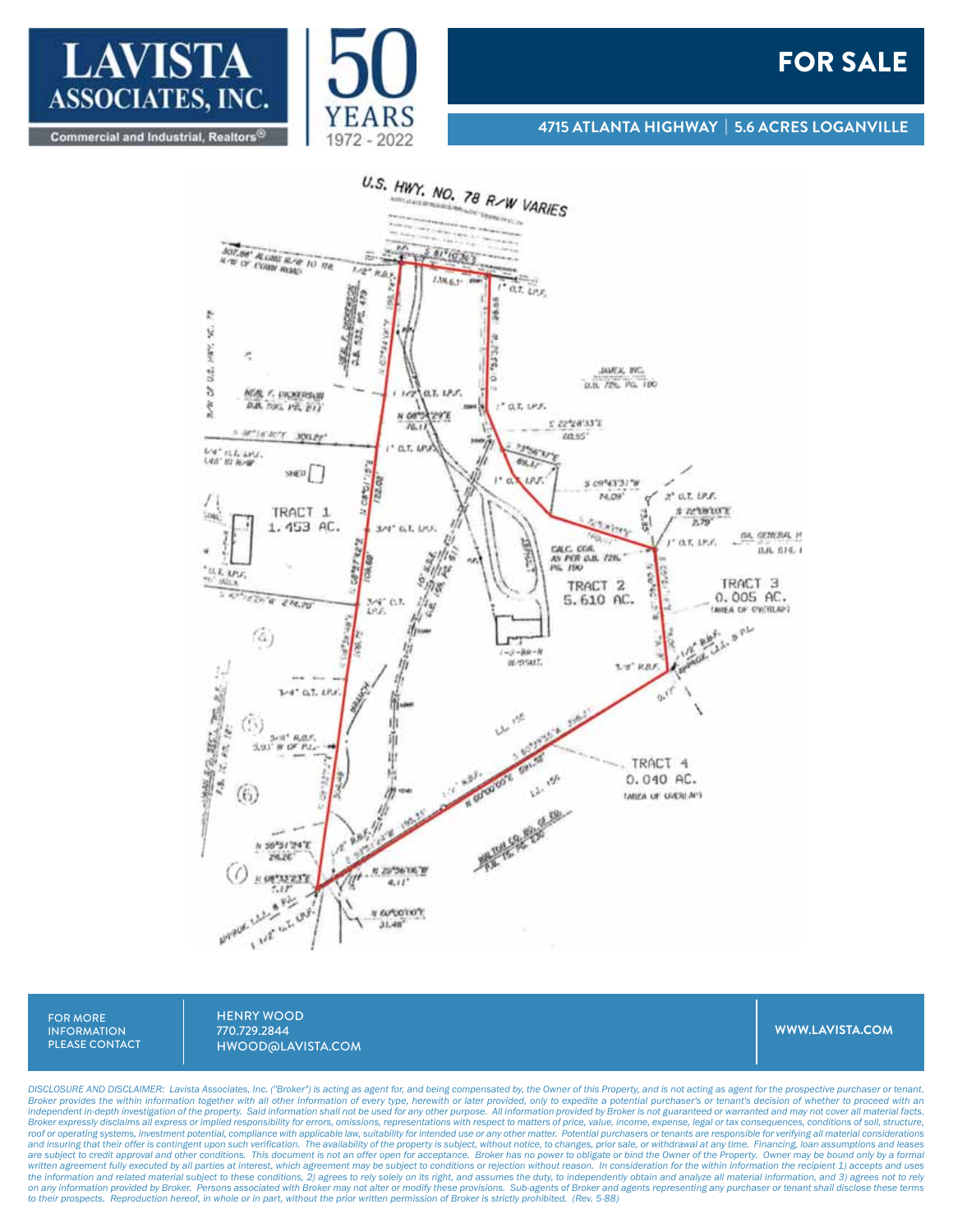LAVISTA ASSOCIATES, INC.

Commercial and Industrial, Realtors®

50 YEARS 1972 - 2022

# FOR SALE

## 4715 ATLANTA HIGHWAY | 5.6 ACRES LOGANVILLE

U.S. HWY. NO. 78 R/W VARIES

TRACT 1
1.453 AC.

TRACT 2
5.610 AC.

TRACT 3
0.005 AC.
(AREA OF OVERLAP)

TRACT 4
0.040 AC.
(AREA OF OVERLAP)

FOR MORE INFORMATION PLEASE CONTACT

HENRY WOOD
770.729.2844
HWOOD@LAVISTA.COM

WWW.LAVISTA.COM

*DISCLOSURE AND DISCLAIMER: Lavista Associates, Inc. ("Broker") is acting as agent for, and being compensated by, the Owner of this Property, and is not acting as agent for the prospective purchaser or tenant. Broker provides the within information together with all other information of every type, herewith or later provided, only to expedite a potential purchaser's or tenant's decision of whether to proceed with an independent in-depth investigation of the property. Said information shall not be used for any other purpose. All information provided by Broker is not guaranteed or warranted and may not cover all material facts. Broker expressly disclaims all express or implied responsibility for errors, omissions, representations with respect to matters of price, value, income, expense, legal or tax consequences, conditions of soil, structure, roof or operating systems, investment potential, compliance with applicable law, suitability for intended use or any other matter. Potential purchasers or tenants are responsible for verifying all material considerations and insuring that their offer is contingent upon such verification. The availability of the property is subject, without notice, to changes, prior sale, or withdrawal at any time. Financing, loan assumptions and leases are subject to credit approval and other conditions. This document is not an offer open for acceptance. Broker has no power to obligate or bind the Owner of the Property. Owner may be bound only by a formal written agreement fully executed by all parties at interest, which agreement may be subject to conditions or rejection without reason. In consideration for the within information the recipient 1) accepts and uses the information and related material subject to these conditions, 2) agrees to rely solely on its right, and assumes the duty, to independently obtain and analyze all material information, and 3) agrees not to rely on any information provided by Broker. Persons associated with Broker may not alter or modify these provisions. Sub-agents of Broker and agents representing any purchaser or tenant shall disclose these terms to their prospects. Reproduction hereof, in whole or in part, without the prior written permission of Broker is strictly prohibited. (Rev. 5-88)*